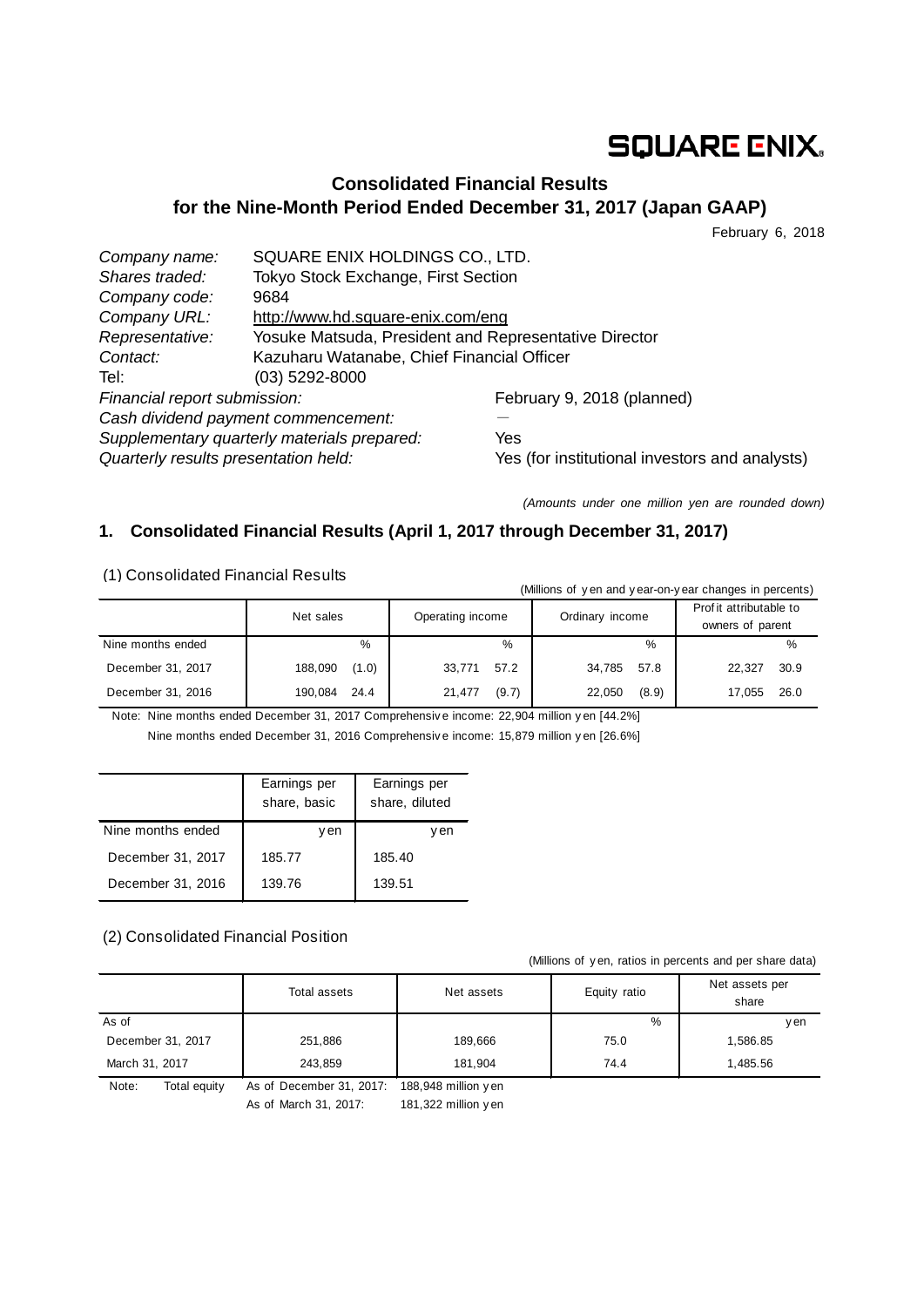SQUARE ENIX.

# Consolidated Financial Results for the Nine-Month Period Ended December 31, 2017 (Japan GAAP)

February 6, 2018

| | |
|---|---|
| *Company name:* | SQUARE ENIX HOLDINGS CO., LTD. |
| *Shares traded:* | Tokyo Stock Exchange, First Section |
| *Company code:* | 9684 |
| *Company URL:* | http://www.hd.square-enix.com/eng |
| *Representative:* | Yosuke Matsuda, President and Representative Director |
| *Contact:* | Kazuharu Watanabe, Chief Financial Officer |
| Tel: | (03) 5292-8000 |

| | |
|---|---|
| *Financial report submission:* | February 9, 2018 (planned) |
| *Cash dividend payment commencement:* | — |
| *Supplementary quarterly materials prepared:* | Yes |
| *Quarterly results presentation held:* | Yes (for institutional investors and analysts) |

*(Amounts under one million yen are rounded down)*

## 1. Consolidated Financial Results (April 1, 2017 through December 31, 2017)

### (1) Consolidated Financial Results

(Millions of yen and year-on-year changes in percents)

| | Net sales | | Operating income | | Ordinary income | | Profit attributable to owners of parent | |
|---|---|---|---|---|---|---|---|---|
| Nine months ended | | % | | % | | % | | % |
| December 31, 2017 | 188,090 | (1.0) | 33,771 | 57.2 | 34,785 | 57.8 | 22,327 | 30.9 |
| December 31, 2016 | 190,084 | 24.4 | 21,477 | (9.7) | 22,050 | (8.9) | 17,055 | 26.0 |

Note: Nine months ended December 31, 2017 Comprehensive income: 22,904 million yen [44.2%]

Nine months ended December 31, 2016 Comprehensive income: 15,879 million yen [26.6%]

| | Earnings per share, basic | Earnings per share, diluted |
|---|---|---|
| Nine months ended | yen | yen |
| December 31, 2017 | 185.77 | 185.40 |
| December 31, 2016 | 139.76 | 139.51 |

### (2) Consolidated Financial Position

(Millions of yen, ratios in percents and per share data)

| | Total assets | Net assets | Equity ratio | Net assets per share |
|---|---|---|---|---|
| As of | | | % | yen |
| December 31, 2017 | 251,886 | 189,666 | 75.0 | 1,586.85 |
| March 31, 2017 | 243,859 | 181,904 | 74.4 | 1,485.56 |

Note: Total equity As of December 31, 2017: 188,948 million yen

As of March 31, 2017: 181,322 million yen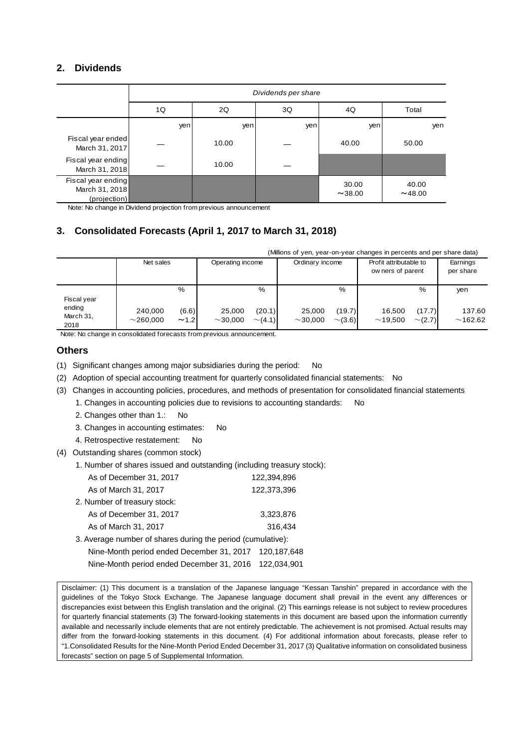## 2. Dividends

| | Dividends per share | | | | |
|---|---|---|---|---|---|
| | 1Q | 2Q | 3Q | 4Q | Total |
| | yen | yen | yen | yen | yen |
| Fiscal year ended March 31, 2017 | — | 10.00 | — | 40.00 | 50.00 |
| Fiscal year ending March 31, 2018 | — | 10.00 | — | | |
| Fiscal year ending March 31, 2018 (projection) | | | | 30.00 ～38.00 | 40.00 ～48.00 |

Note: No change in Dividend projection from previous announcement

## 3. Consolidated Forecasts (April 1, 2017 to March 31, 2018)

(Millions of yen, year-on-year changes in percents and per share data)

| | Net sales | | Operating income | | Ordinary income | | Profit attributable to owners of parent | | Earnings per share |
|---|---|---|---|---|---|---|---|---|---|
| | | % | | % | | % | | % | yen |
| Fiscal year ending March 31, 2018 | 240,000 ～260,000 | (6.6) ～1.2 | 25,000 ～30,000 | (20.1) ～(4.1) | 25,000 ～30,000 | (19.7) ～(3.6) | 16,500 ～19,500 | (17.7) ～(2.7) | 137.60 ～162.62 |

Note: No change in consolidated forecasts from previous announcement.

## Others

(1) Significant changes among major subsidiaries during the period: No

(2) Adoption of special accounting treatment for quarterly consolidated financial statements: No

(3) Changes in accounting policies, procedures, and methods of presentation for consolidated financial statements

1. Changes in accounting policies due to revisions to accounting standards: No
2. Changes other than 1.: No
3. Changes in accounting estimates: No
4. Retrospective restatement: No

(4) Outstanding shares (common stock)

1. Number of shares issued and outstanding (including treasury stock):
   - As of December 31, 2017 122,394,896
   - As of March 31, 2017 122,373,396
2. Number of treasury stock:
   - As of December 31, 2017 3,323,876
   - As of March 31, 2017 316,434
3. Average number of shares during the period (cumulative):
   - Nine-Month period ended December 31, 2017 120,187,648
   - Nine-Month period ended December 31, 2016 122,034,901

Disclaimer: (1) This document is a translation of the Japanese language "Kessan Tanshin" prepared in accordance with the guidelines of the Tokyo Stock Exchange. The Japanese language document shall prevail in the event any differences or discrepancies exist between this English translation and the original. (2) This earnings release is not subject to review procedures for quarterly financial statements (3) The forward-looking statements in this document are based upon the information currently available and necessarily include elements that are not entirely predictable. The achievement is not promised. Actual results may differ from the forward-looking statements in this document. (4) For additional information about forecasts, please refer to "1.Consolidated Results for the Nine-Month Period Ended December 31, 2017 (3) Qualitative information on consolidated business forecasts" section on page 5 of Supplemental Information.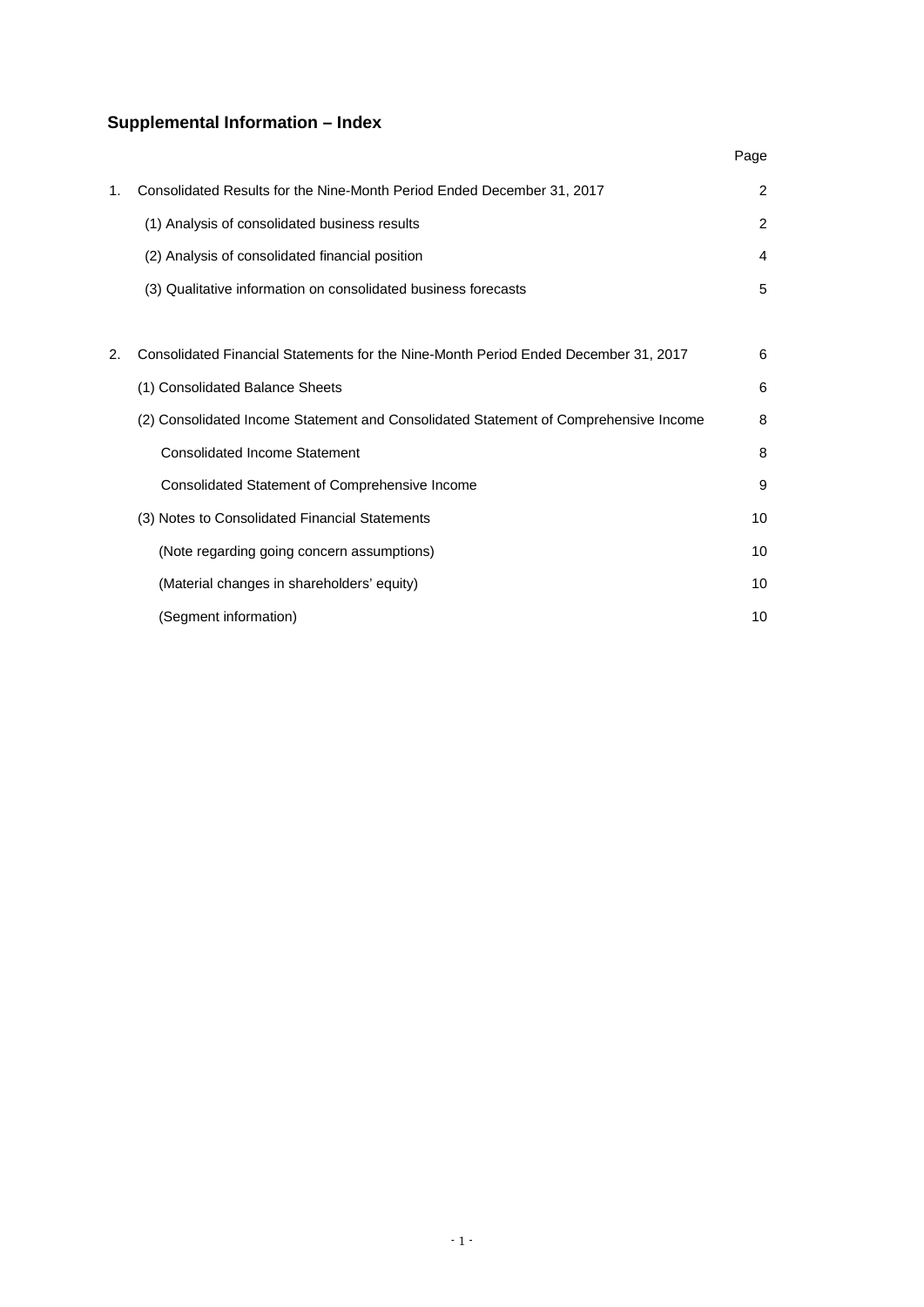## Supplemental Information – Index

| | | Page |
|---|---|---|
| 1. | Consolidated Results for the Nine-Month Period Ended December 31, 2017 | 2 |
| | (1) Analysis of consolidated business results | 2 |
| | (2) Analysis of consolidated financial position | 4 |
| | (3) Qualitative information on consolidated business forecasts | 5 |
| 2. | Consolidated Financial Statements for the Nine-Month Period Ended December 31, 2017 | 6 |
| | (1) Consolidated Balance Sheets | 6 |
| | (2) Consolidated Income Statement and Consolidated Statement of Comprehensive Income | 8 |
| | Consolidated Income Statement | 8 |
| | Consolidated Statement of Comprehensive Income | 9 |
| | (3) Notes to Consolidated Financial Statements | 10 |
| | (Note regarding going concern assumptions) | 10 |
| | (Material changes in shareholders' equity) | 10 |
| | (Segment information) | 10 |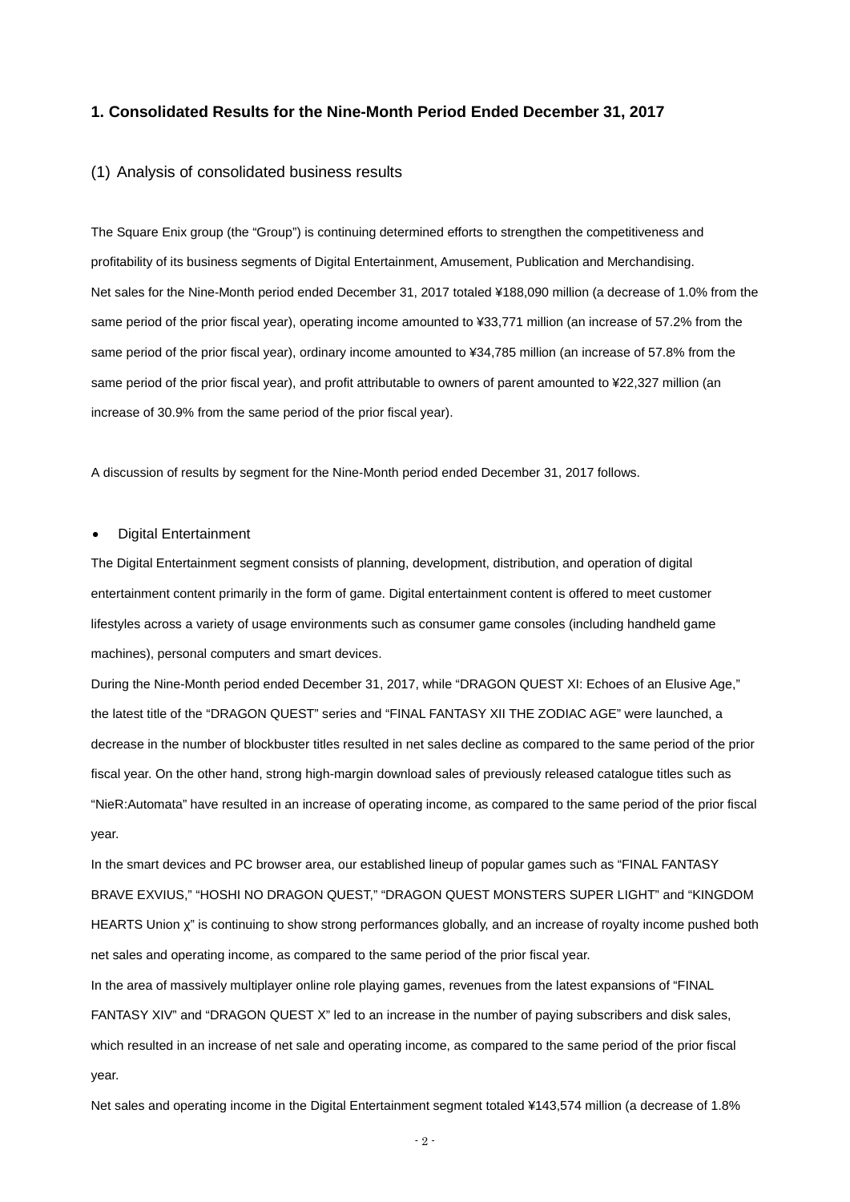## 1. Consolidated Results for the Nine-Month Period Ended December 31, 2017

### (1) Analysis of consolidated business results

The Square Enix group (the "Group") is continuing determined efforts to strengthen the competitiveness and profitability of its business segments of Digital Entertainment, Amusement, Publication and Merchandising. Net sales for the Nine-Month period ended December 31, 2017 totaled ¥188,090 million (a decrease of 1.0% from the same period of the prior fiscal year), operating income amounted to ¥33,771 million (an increase of 57.2% from the same period of the prior fiscal year), ordinary income amounted to ¥34,785 million (an increase of 57.8% from the same period of the prior fiscal year), and profit attributable to owners of parent amounted to ¥22,327 million (an increase of 30.9% from the same period of the prior fiscal year).

A discussion of results by segment for the Nine-Month period ended December 31, 2017 follows.

- Digital Entertainment

The Digital Entertainment segment consists of planning, development, distribution, and operation of digital entertainment content primarily in the form of game. Digital entertainment content is offered to meet customer lifestyles across a variety of usage environments such as consumer game consoles (including handheld game machines), personal computers and smart devices.

During the Nine-Month period ended December 31, 2017, while "DRAGON QUEST XI: Echoes of an Elusive Age," the latest title of the "DRAGON QUEST" series and "FINAL FANTASY XII THE ZODIAC AGE" were launched, a decrease in the number of blockbuster titles resulted in net sales decline as compared to the same period of the prior fiscal year. On the other hand, strong high-margin download sales of previously released catalogue titles such as "NieR:Automata" have resulted in an increase of operating income, as compared to the same period of the prior fiscal year.

In the smart devices and PC browser area, our established lineup of popular games such as "FINAL FANTASY BRAVE EXVIUS," "HOSHI NO DRAGON QUEST," "DRAGON QUEST MONSTERS SUPER LIGHT" and "KINGDOM HEARTS Union χ" is continuing to show strong performances globally, and an increase of royalty income pushed both net sales and operating income, as compared to the same period of the prior fiscal year.

In the area of massively multiplayer online role playing games, revenues from the latest expansions of "FINAL FANTASY XIV" and "DRAGON QUEST X" led to an increase in the number of paying subscribers and disk sales, which resulted in an increase of net sale and operating income, as compared to the same period of the prior fiscal year.

Net sales and operating income in the Digital Entertainment segment totaled ¥143,574 million (a decrease of 1.8%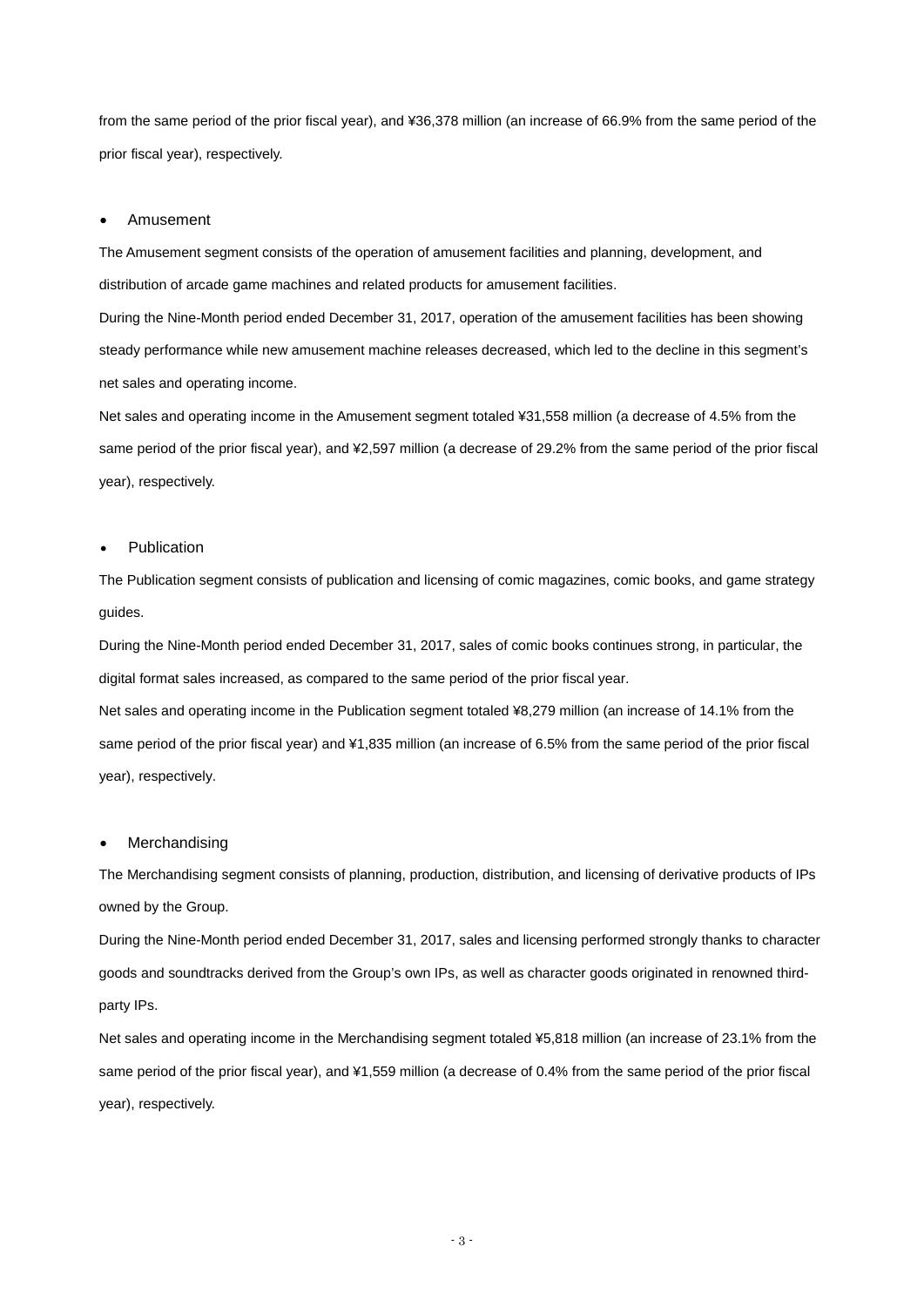from the same period of the prior fiscal year), and ¥36,378 million (an increase of 66.9% from the same period of the prior fiscal year), respectively.

- Amusement

The Amusement segment consists of the operation of amusement facilities and planning, development, and distribution of arcade game machines and related products for amusement facilities.

During the Nine-Month period ended December 31, 2017, operation of the amusement facilities has been showing steady performance while new amusement machine releases decreased, which led to the decline in this segment's net sales and operating income.

Net sales and operating income in the Amusement segment totaled ¥31,558 million (a decrease of 4.5% from the same period of the prior fiscal year), and ¥2,597 million (a decrease of 29.2% from the same period of the prior fiscal year), respectively.

- Publication

The Publication segment consists of publication and licensing of comic magazines, comic books, and game strategy guides.

During the Nine-Month period ended December 31, 2017, sales of comic books continues strong, in particular, the digital format sales increased, as compared to the same period of the prior fiscal year.

Net sales and operating income in the Publication segment totaled ¥8,279 million (an increase of 14.1% from the same period of the prior fiscal year) and ¥1,835 million (an increase of 6.5% from the same period of the prior fiscal year), respectively.

- Merchandising

The Merchandising segment consists of planning, production, distribution, and licensing of derivative products of IPs owned by the Group.

During the Nine-Month period ended December 31, 2017, sales and licensing performed strongly thanks to character goods and soundtracks derived from the Group's own IPs, as well as character goods originated in renowned third-party IPs.

Net sales and operating income in the Merchandising segment totaled ¥5,818 million (an increase of 23.1% from the same period of the prior fiscal year), and ¥1,559 million (a decrease of 0.4% from the same period of the prior fiscal year), respectively.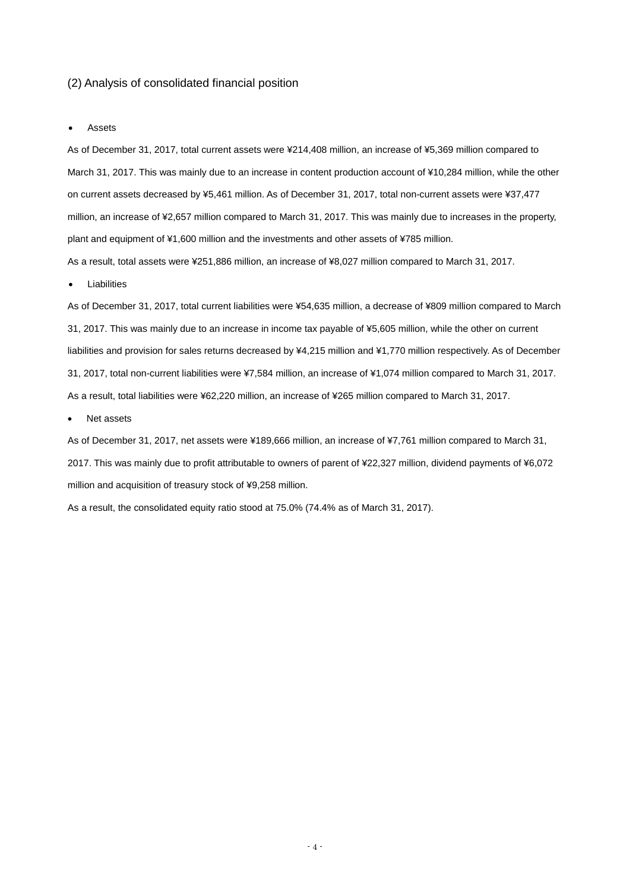## (2) Analysis of consolidated financial position

- Assets

As of December 31, 2017, total current assets were ¥214,408 million, an increase of ¥5,369 million compared to March 31, 2017. This was mainly due to an increase in content production account of ¥10,284 million, while the other on current assets decreased by ¥5,461 million. As of December 31, 2017, total non-current assets were ¥37,477 million, an increase of ¥2,657 million compared to March 31, 2017. This was mainly due to increases in the property, plant and equipment of ¥1,600 million and the investments and other assets of ¥785 million.

As a result, total assets were ¥251,886 million, an increase of ¥8,027 million compared to March 31, 2017.

- Liabilities

As of December 31, 2017, total current liabilities were ¥54,635 million, a decrease of ¥809 million compared to March 31, 2017. This was mainly due to an increase in income tax payable of ¥5,605 million, while the other on current liabilities and provision for sales returns decreased by ¥4,215 million and ¥1,770 million respectively. As of December 31, 2017, total non-current liabilities were ¥7,584 million, an increase of ¥1,074 million compared to March 31, 2017.

As a result, total liabilities were ¥62,220 million, an increase of ¥265 million compared to March 31, 2017.

- Net assets

As of December 31, 2017, net assets were ¥189,666 million, an increase of ¥7,761 million compared to March 31, 2017. This was mainly due to profit attributable to owners of parent of ¥22,327 million, dividend payments of ¥6,072 million and acquisition of treasury stock of ¥9,258 million.

As a result, the consolidated equity ratio stood at 75.0% (74.4% as of March 31, 2017).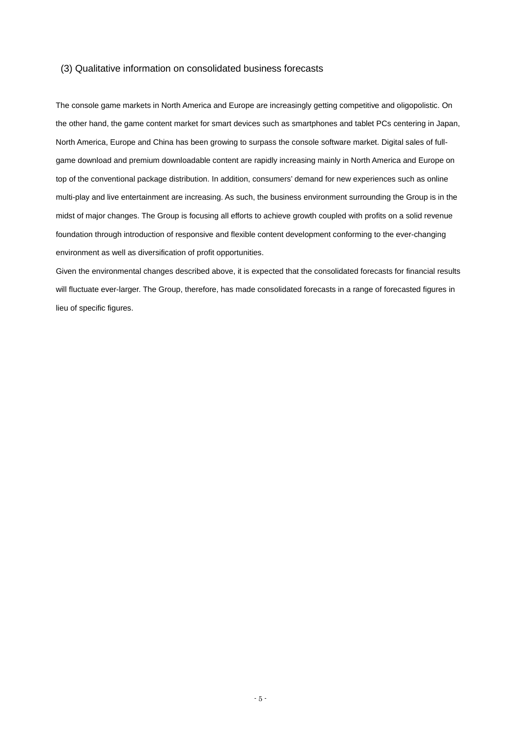### (3) Qualitative information on consolidated business forecasts

The console game markets in North America and Europe are increasingly getting competitive and oligopolistic. On the other hand, the game content market for smart devices such as smartphones and tablet PCs centering in Japan, North America, Europe and China has been growing to surpass the console software market. Digital sales of full-game download and premium downloadable content are rapidly increasing mainly in North America and Europe on top of the conventional package distribution. In addition, consumers' demand for new experiences such as online multi-play and live entertainment are increasing. As such, the business environment surrounding the Group is in the midst of major changes. The Group is focusing all efforts to achieve growth coupled with profits on a solid revenue foundation through introduction of responsive and flexible content development conforming to the ever-changing environment as well as diversification of profit opportunities.

Given the environmental changes described above, it is expected that the consolidated forecasts for financial results will fluctuate ever-larger. The Group, therefore, has made consolidated forecasts in a range of forecasted figures in lieu of specific figures.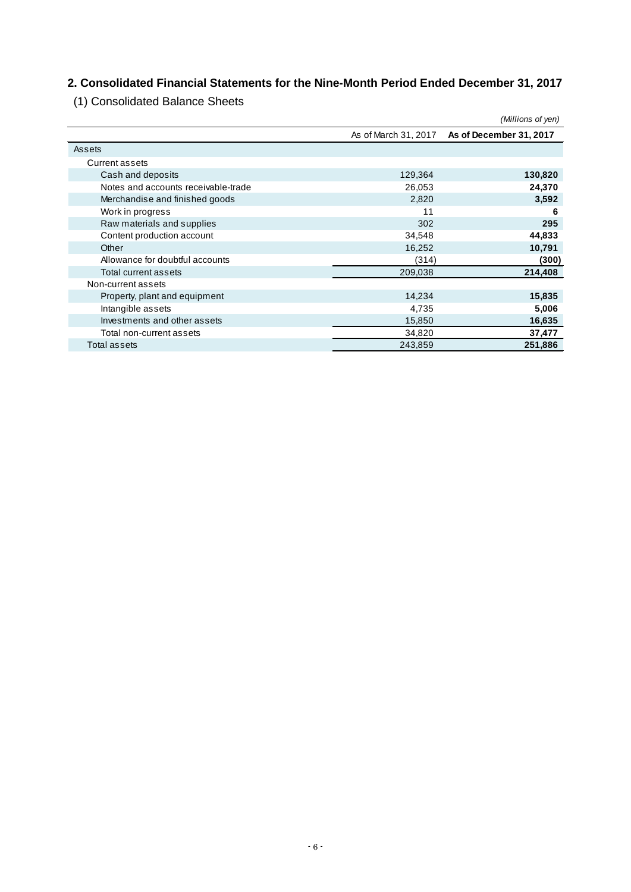## 2. Consolidated Financial Statements for the Nine-Month Period Ended December 31, 2017

### (1) Consolidated Balance Sheets

*(Millions of yen)*

| | As of March 31, 2017 | **As of December 31, 2017** |
|---|---|---|
| Assets | | |
| Current assets | | |
| Cash and deposits | 129,364 | **130,820** |
| Notes and accounts receivable-trade | 26,053 | **24,370** |
| Merchandise and finished goods | 2,820 | **3,592** |
| Work in progress | 11 | **6** |
| Raw materials and supplies | 302 | **295** |
| Content production account | 34,548 | **44,833** |
| Other | 16,252 | **10,791** |
| Allowance for doubtful accounts | (314) | **(300)** |
| Total current assets | 209,038 | **214,408** |
| Non-current assets | | |
| Property, plant and equipment | 14,234 | **15,835** |
| Intangible assets | 4,735 | **5,006** |
| Investments and other assets | 15,850 | **16,635** |
| Total non-current assets | 34,820 | **37,477** |
| Total assets | 243,859 | **251,886** |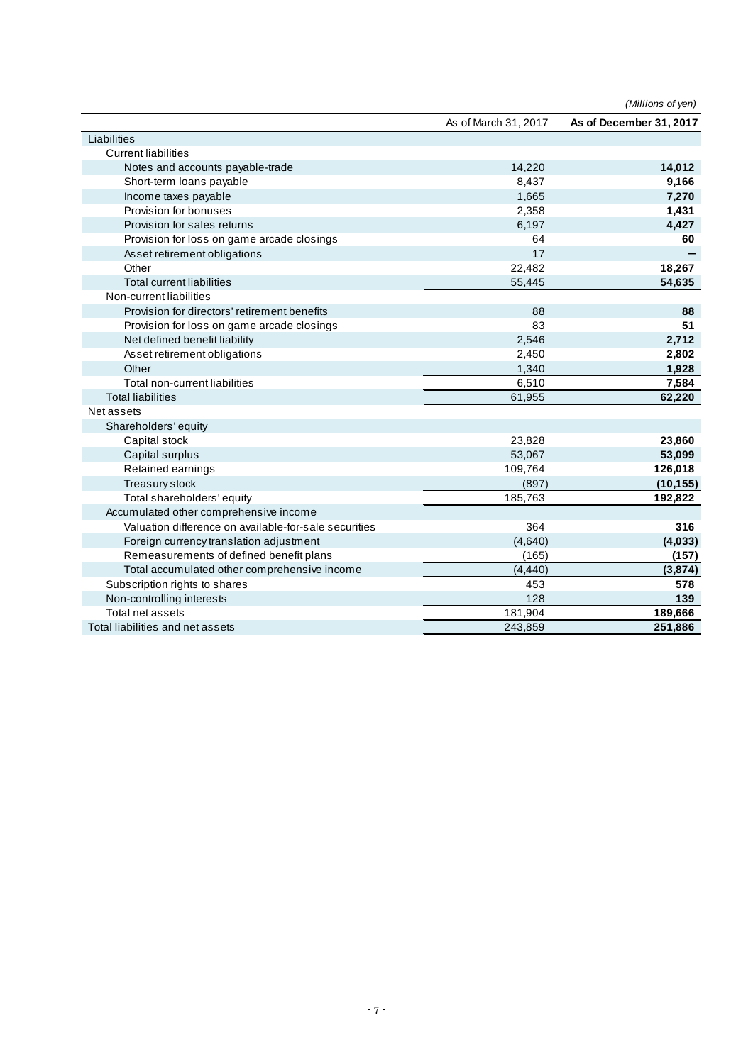(Millions of yen)

| | As of March 31, 2017 | **As of December 31, 2017** |
|---|---|---|
| Liabilities | | |
| Current liabilities | | |
| Notes and accounts payable-trade | 14,220 | **14,012** |
| Short-term loans payable | 8,437 | **9,166** |
| Income taxes payable | 1,665 | **7,270** |
| Provision for bonuses | 2,358 | **1,431** |
| Provision for sales returns | 6,197 | **4,427** |
| Provision for loss on game arcade closings | 64 | **60** |
| Asset retirement obligations | 17 | **—** |
| Other | 22,482 | **18,267** |
| Total current liabilities | 55,445 | **54,635** |
| Non-current liabilities | | |
| Provision for directors' retirement benefits | 88 | **88** |
| Provision for loss on game arcade closings | 83 | **51** |
| Net defined benefit liability | 2,546 | **2,712** |
| Asset retirement obligations | 2,450 | **2,802** |
| Other | 1,340 | **1,928** |
| Total non-current liabilities | 6,510 | **7,584** |
| Total liabilities | 61,955 | **62,220** |
| Net assets | | |
| Shareholders' equity | | |
| Capital stock | 23,828 | **23,860** |
| Capital surplus | 53,067 | **53,099** |
| Retained earnings | 109,764 | **126,018** |
| Treasury stock | (897) | **(10,155)** |
| Total shareholders' equity | 185,763 | **192,822** |
| Accumulated other comprehensive income | | |
| Valuation difference on available-for-sale securities | 364 | **316** |
| Foreign currency translation adjustment | (4,640) | **(4,033)** |
| Remeasurements of defined benefit plans | (165) | **(157)** |
| Total accumulated other comprehensive income | (4,440) | **(3,874)** |
| Subscription rights to shares | 453 | **578** |
| Non-controlling interests | 128 | **139** |
| Total net assets | 181,904 | **189,666** |
| Total liabilities and net assets | 243,859 | **251,886** |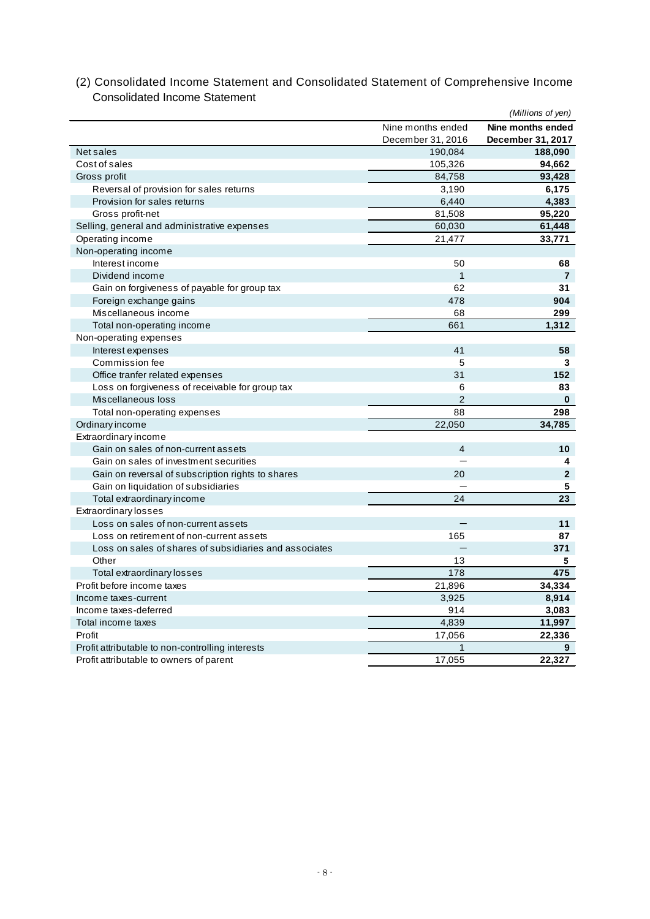## (2) Consolidated Income Statement and Consolidated Statement of Comprehensive Income

### Consolidated Income Statement

*(Millions of yen)*

| | Nine months ended December 31, 2016 | **Nine months ended December 31, 2017** |
|---|---|---|
| Net sales | 190,084 | **188,090** |
| Cost of sales | 105,326 | **94,662** |
| Gross profit | 84,758 | **93,428** |
| Reversal of provision for sales returns | 3,190 | **6,175** |
| Provision for sales returns | 6,440 | **4,383** |
| Gross profit-net | 81,508 | **95,220** |
| Selling, general and administrative expenses | 60,030 | **61,448** |
| Operating income | 21,477 | **33,771** |
| Non-operating income | | |
| Interest income | 50 | **68** |
| Dividend income | 1 | **7** |
| Gain on forgiveness of payable for group tax | 62 | **31** |
| Foreign exchange gains | 478 | **904** |
| Miscellaneous income | 68 | **299** |
| Total non-operating income | 661 | **1,312** |
| Non-operating expenses | | |
| Interest expenses | 41 | **58** |
| Commission fee | 5 | **3** |
| Office tranfer related expenses | 31 | **152** |
| Loss on forgiveness of receivable for group tax | 6 | **83** |
| Miscellaneous loss | 2 | **0** |
| Total non-operating expenses | 88 | **298** |
| Ordinary income | 22,050 | **34,785** |
| Extraordinary income | | |
| Gain on sales of non-current assets | 4 | **10** |
| Gain on sales of investment securities | — | **4** |
| Gain on reversal of subscription rights to shares | 20 | **2** |
| Gain on liquidation of subsidiaries | — | **5** |
| Total extraordinary income | 24 | **23** |
| Extraordinary losses | | |
| Loss on sales of non-current assets | — | **11** |
| Loss on retirement of non-current assets | 165 | **87** |
| Loss on sales of shares of subsidiaries and associates | — | **371** |
| Other | 13 | **5** |
| Total extraordinary losses | 178 | **475** |
| Profit before income taxes | 21,896 | **34,334** |
| Income taxes-current | 3,925 | **8,914** |
| Income taxes-deferred | 914 | **3,083** |
| Total income taxes | 4,839 | **11,997** |
| Profit | 17,056 | **22,336** |
| Profit attributable to non-controlling interests | 1 | **9** |
| Profit attributable to owners of parent | 17,055 | **22,327** |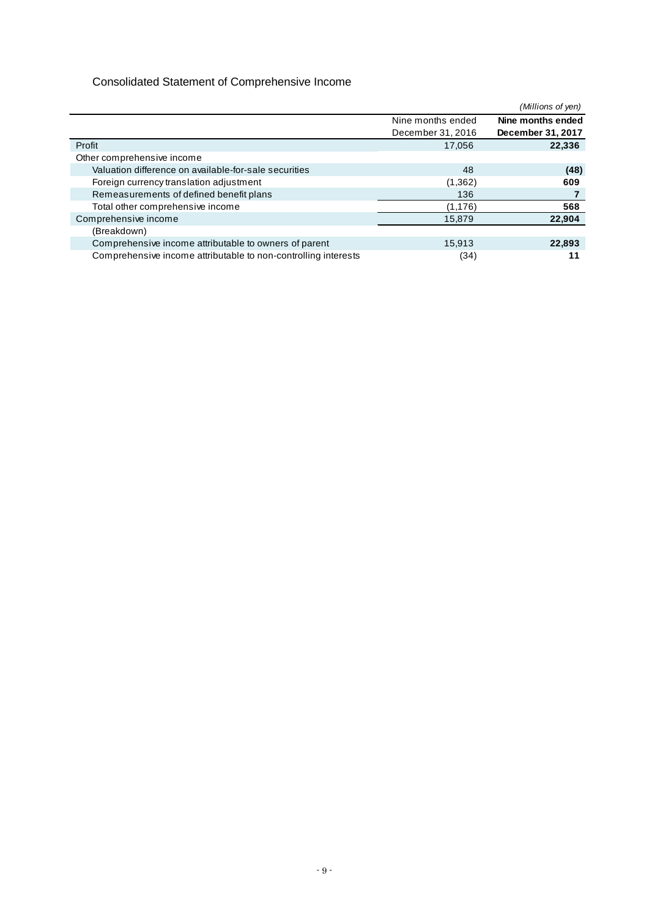## Consolidated Statement of Comprehensive Income

*(Millions of yen)*

| | Nine months ended December 31, 2016 | **Nine months ended December 31, 2017** |
|---|---|---|
| Profit | 17,056 | **22,336** |
| Other comprehensive income | | |
| Valuation difference on available-for-sale securities | 48 | **(48)** |
| Foreign currency translation adjustment | (1,362) | **609** |
| Remeasurements of defined benefit plans | 136 | **7** |
| Total other comprehensive income | (1,176) | **568** |
| Comprehensive income | 15,879 | **22,904** |
| (Breakdown) | | |
| Comprehensive income attributable to owners of parent | 15,913 | **22,893** |
| Comprehensive income attributable to non-controlling interests | (34) | **11** |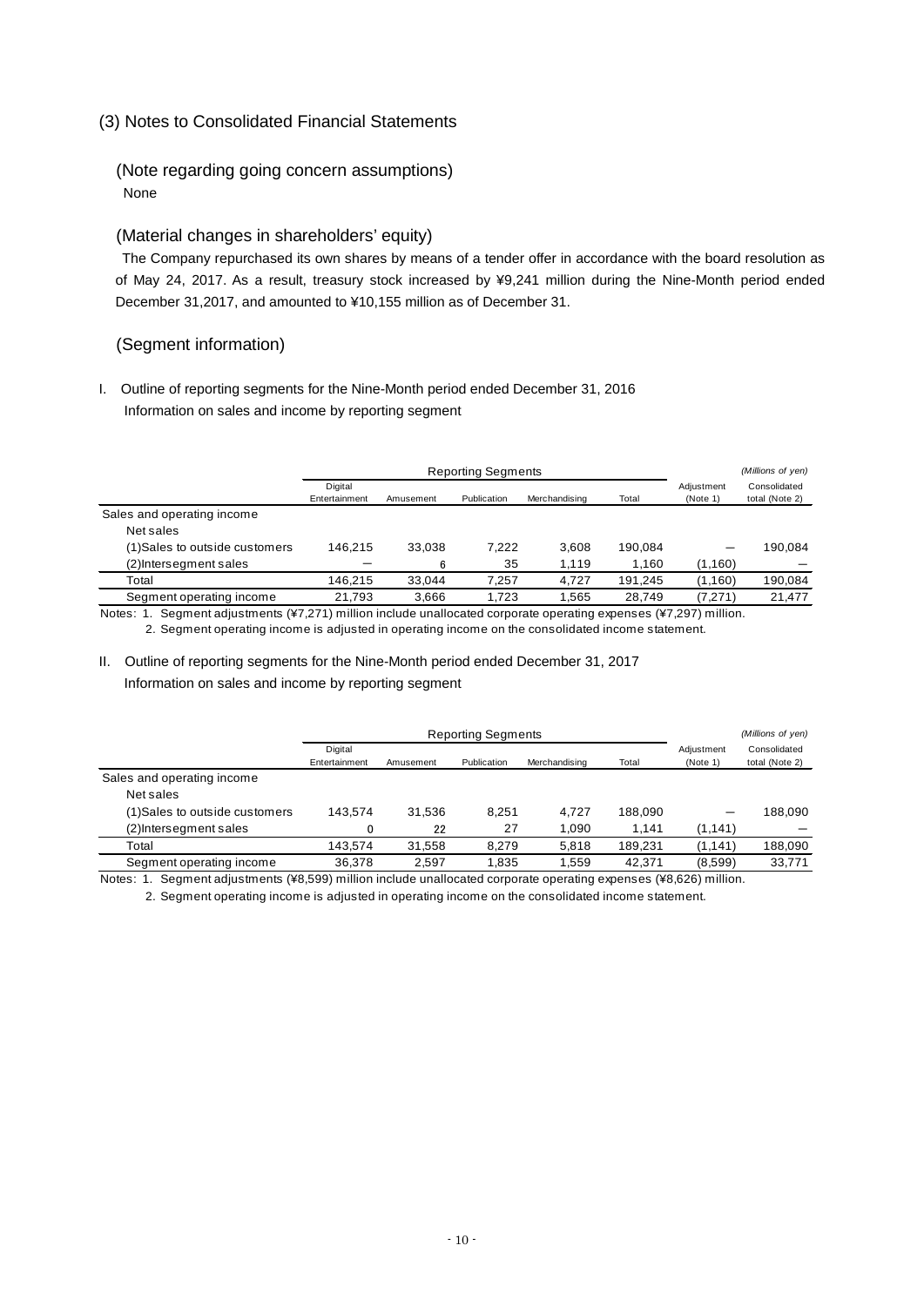## (3) Notes to Consolidated Financial Statements

### (Note regarding going concern assumptions)

None

### (Material changes in shareholders' equity)

The Company repurchased its own shares by means of a tender offer in accordance with the board resolution as of May 24, 2017. As a result, treasury stock increased by ¥9,241 million during the Nine-Month period ended December 31,2017, and amounted to ¥10,155 million as of December 31.

### (Segment information)

I. Outline of reporting segments for the Nine-Month period ended December 31, 2016

Information on sales and income by reporting segment

*(Millions of yen)*

| | Reporting Segments | | | | | | |
|---|---|---|---|---|---|---|---|
| | Digital Entertainment | Amusement | Publication | Merchandising | Total | Adjustment (Note 1) | Consolidated total (Note 2) |
| Sales and operating income | | | | | | | |
| Net sales | | | | | | | |
| (1)Sales to outside customers | 146,215 | 33,038 | 7,222 | 3,608 | 190,084 | — | 190,084 |
| (2)Intersegment sales | — | 6 | 35 | 1,119 | 1,160 | (1,160) | — |
| Total | 146,215 | 33,044 | 7,257 | 4,727 | 191,245 | (1,160) | 190,084 |
| Segment operating income | 21,793 | 3,666 | 1,723 | 1,565 | 28,749 | (7,271) | 21,477 |

Notes: 1. Segment adjustments (¥7,271) million include unallocated corporate operating expenses (¥7,297) million.

2. Segment operating income is adjusted in operating income on the consolidated income statement.

II. Outline of reporting segments for the Nine-Month period ended December 31, 2017

Information on sales and income by reporting segment

*(Millions of yen)*

| | Reporting Segments | | | | | | |
|---|---|---|---|---|---|---|---|
| | Digital Entertainment | Amusement | Publication | Merchandising | Total | Adjustment (Note 1) | Consolidated total (Note 2) |
| Sales and operating income | | | | | | | |
| Net sales | | | | | | | |
| (1)Sales to outside customers | 143,574 | 31,536 | 8,251 | 4,727 | 188,090 | — | 188,090 |
| (2)Intersegment sales | 0 | 22 | 27 | 1,090 | 1,141 | (1,141) | — |
| Total | 143,574 | 31,558 | 8,279 | 5,818 | 189,231 | (1,141) | 188,090 |
| Segment operating income | 36,378 | 2,597 | 1,835 | 1,559 | 42,371 | (8,599) | 33,771 |

Notes: 1. Segment adjustments (¥8,599) million include unallocated corporate operating expenses (¥8,626) million.

2. Segment operating income is adjusted in operating income on the consolidated income statement.